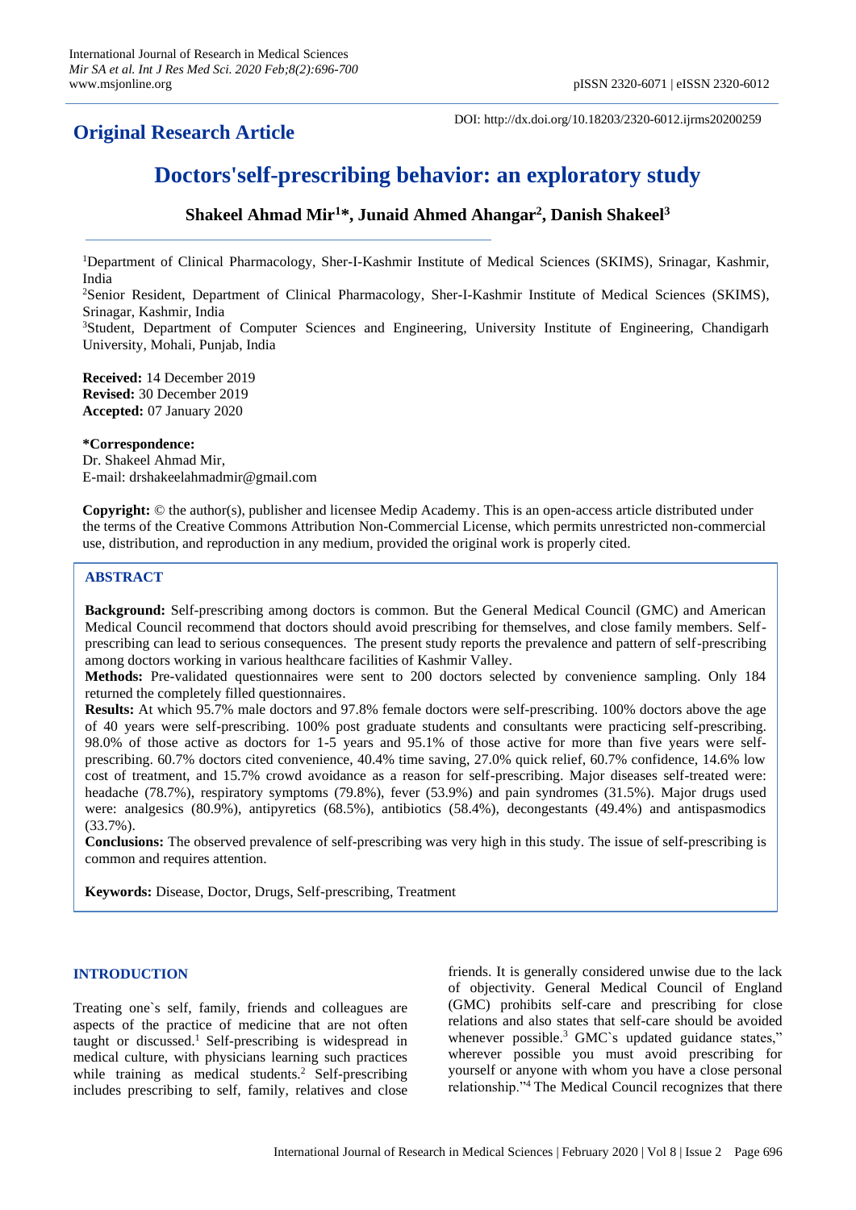**Original Research Article**

DOI: http://dx.doi.org/10.18203/2320-6012.ijrms20200259

# Doctors'self-prescribing behavior: an exploratory study

**Shakeel Ahmad Mir[1]*, Junaid Ahmed Ahangar[2], Danish Shakeel[3]**

[1]Department of Clinical Pharmacology, Sher-I-Kashmir Institute of Medical Sciences (SKIMS), Srinagar, Kashmir, India

[2]Senior Resident, Department of Clinical Pharmacology, Sher-I-Kashmir Institute of Medical Sciences (SKIMS), Srinagar, Kashmir, India

[3]Student, Department of Computer Sciences and Engineering, University Institute of Engineering, Chandigarh University, Mohali, Punjab, India

**Received:** 14 December 2019
**Revised:** 30 December 2019
**Accepted:** 07 January 2020

***Correspondence:**
Dr. Shakeel Ahmad Mir,
E-mail: drshakeelahmadmir@gmail.com

**Copyright:** © the author(s), publisher and licensee Medip Academy. This is an open-access article distributed under the terms of the Creative Commons Attribution Non-Commercial License, which permits unrestricted non-commercial use, distribution, and reproduction in any medium, provided the original work is properly cited.

## ABSTRACT

**Background:** Self-prescribing among doctors is common. But the General Medical Council (GMC) and American Medical Council recommend that doctors should avoid prescribing for themselves, and close family members. Self-prescribing can lead to serious consequences. The present study reports the prevalence and pattern of self-prescribing among doctors working in various healthcare facilities of Kashmir Valley.

**Methods:** Pre-validated questionnaires were sent to 200 doctors selected by convenience sampling. Only 184 returned the completely filled questionnaires.

**Results:** At which 95.7% male doctors and 97.8% female doctors were self-prescribing. 100% doctors above the age of 40 years were self-prescribing. 100% post graduate students and consultants were practicing self-prescribing. 98.0% of those active as doctors for 1-5 years and 95.1% of those active for more than five years were self-prescribing. 60.7% doctors cited convenience, 40.4% time saving, 27.0% quick relief, 60.7% confidence, 14.6% low cost of treatment, and 15.7% crowd avoidance as a reason for self-prescribing. Major diseases self-treated were: headache (78.7%), respiratory symptoms (79.8%), fever (53.9%) and pain syndromes (31.5%). Major drugs used were: analgesics (80.9%), antipyretics (68.5%), antibiotics (58.4%), decongestants (49.4%) and antispasmodics (33.7%).

**Conclusions:** The observed prevalence of self-prescribing was very high in this study. The issue of self-prescribing is common and requires attention.

**Keywords:** Disease, Doctor, Drugs, Self-prescribing, Treatment

## INTRODUCTION

Treating one`s self, family, friends and colleagues are aspects of the practice of medicine that are not often taught or discussed.[1] Self-prescribing is widespread in medical culture, with physicians learning such practices while training as medical students.[2] Self-prescribing includes prescribing to self, family, relatives and close friends. It is generally considered unwise due to the lack of objectivity. General Medical Council of England (GMC) prohibits self-care and prescribing for close relations and also states that self-care should be avoided whenever possible.[3] GMC`s updated guidance states," wherever possible you must avoid prescribing for yourself or anyone with whom you have a close personal relationship."[4] The Medical Council recognizes that there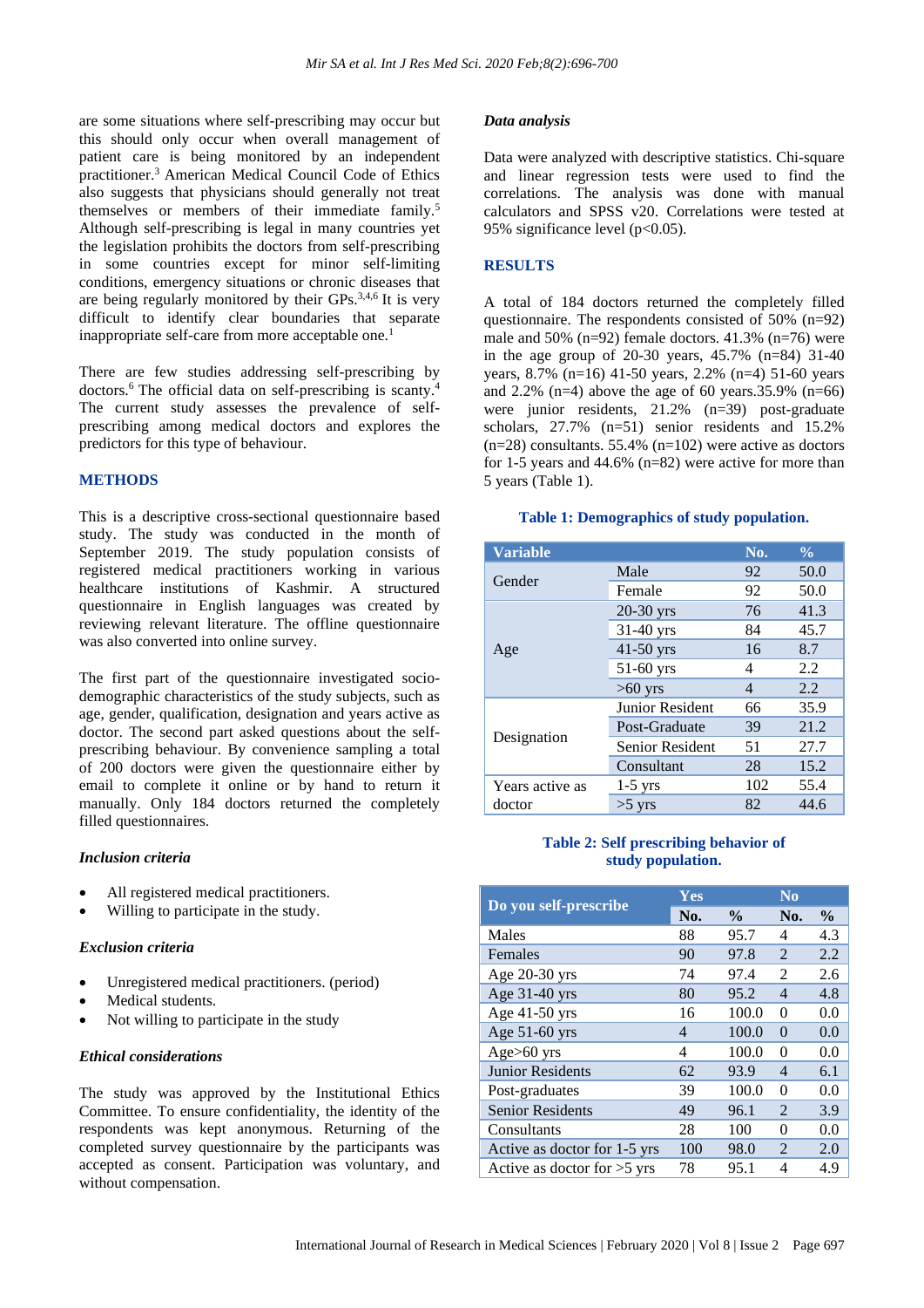are some situations where self-prescribing may occur but this should only occur when overall management of patient care is being monitored by an independent practitioner.[3] American Medical Council Code of Ethics also suggests that physicians should generally not treat themselves or members of their immediate family.[5] Although self-prescribing is legal in many countries yet the legislation prohibits the doctors from self-prescribing in some countries except for minor self-limiting conditions, emergency situations or chronic diseases that are being regularly monitored by their GPs.[3,4,6] It is very difficult to identify clear boundaries that separate inappropriate self-care from more acceptable one.[1]

There are few studies addressing self-prescribing by doctors.[6] The official data on self-prescribing is scanty.[4] The current study assesses the prevalence of self-prescribing among medical doctors and explores the predictors for this type of behaviour.

## METHODS

This is a descriptive cross-sectional questionnaire based study. The study was conducted in the month of September 2019. The study population consists of registered medical practitioners working in various healthcare institutions of Kashmir. A structured questionnaire in English languages was created by reviewing relevant literature. The offline questionnaire was also converted into online survey.

The first part of the questionnaire investigated socio-demographic characteristics of the study subjects, such as age, gender, qualification, designation and years active as doctor. The second part asked questions about the self-prescribing behaviour. By convenience sampling a total of 200 doctors were given the questionnaire either by email to complete it online or by hand to return it manually. Only 184 doctors returned the completely filled questionnaires.

### *Inclusion criteria*

- All registered medical practitioners.
- Willing to participate in the study.

### *Exclusion criteria*

- Unregistered medical practitioners. (period)
- Medical students.
- Not willing to participate in the study

### *Ethical considerations*

The study was approved by the Institutional Ethics Committee. To ensure confidentiality, the identity of the respondents was kept anonymous. Returning of the completed survey questionnaire by the participants was accepted as consent. Participation was voluntary, and without compensation.

### *Data analysis*

Data were analyzed with descriptive statistics. Chi-square and linear regression tests were used to find the correlations. The analysis was done with manual calculators and SPSS v20. Correlations were tested at 95% significance level ($p<0.05$).

## RESULTS

A total of 184 doctors returned the completely filled questionnaire. The respondents consisted of 50% (n=92) male and 50% (n=92) female doctors. 41.3% (n=76) were in the age group of 20-30 years, 45.7% (n=84) 31-40 years, 8.7% (n=16) 41-50 years, 2.2% (n=4) 51-60 years and 2.2% (n=4) above the age of 60 years.35.9% (n=66) were junior residents, 21.2% (n=39) post-graduate scholars, 27.7% (n=51) senior residents and 15.2% (n=28) consultants. 55.4% (n=102) were active as doctors for 1-5 years and 44.6% (n=82) were active for more than 5 years (Table 1).

**Table 1: Demographics of study population.**

| Variable | | No. | % |
|---|---|---|---|
| Gender | Male | 92 | 50.0 |
| | Female | 92 | 50.0 |
| Age | 20-30 yrs | 76 | 41.3 |
| | 31-40 yrs | 84 | 45.7 |
| | 41-50 yrs | 16 | 8.7 |
| | 51-60 yrs | 4 | 2.2 |
| | >60 yrs | 4 | 2.2 |
| Designation | Junior Resident | 66 | 35.9 |
| | Post-Graduate | 39 | 21.2 |
| | Senior Resident | 51 | 27.7 |
| | Consultant | 28 | 15.2 |
| Years active as doctor | 1-5 yrs | 102 | 55.4 |
| | >5 yrs | 82 | 44.6 |

**Table 2: Self prescribing behavior of study population.**

| Do you self-prescribe | Yes | | No | |
|---|---|---|---|---|
| | No. | % | No. | % |
| Males | 88 | 95.7 | 4 | 4.3 |
| Females | 90 | 97.8 | 2 | 2.2 |
| Age 20-30 yrs | 74 | 97.4 | 2 | 2.6 |
| Age 31-40 yrs | 80 | 95.2 | 4 | 4.8 |
| Age 41-50 yrs | 16 | 100.0 | 0 | 0.0 |
| Age 51-60 yrs | 4 | 100.0 | 0 | 0.0 |
| Age>60 yrs | 4 | 100.0 | 0 | 0.0 |
| Junior Residents | 62 | 93.9 | 4 | 6.1 |
| Post-graduates | 39 | 100.0 | 0 | 0.0 |
| Senior Residents | 49 | 96.1 | 2 | 3.9 |
| Consultants | 28 | 100 | 0 | 0.0 |
| Active as doctor for 1-5 yrs | 100 | 98.0 | 2 | 2.0 |
| Active as doctor for >5 yrs | 78 | 95.1 | 4 | 4.9 |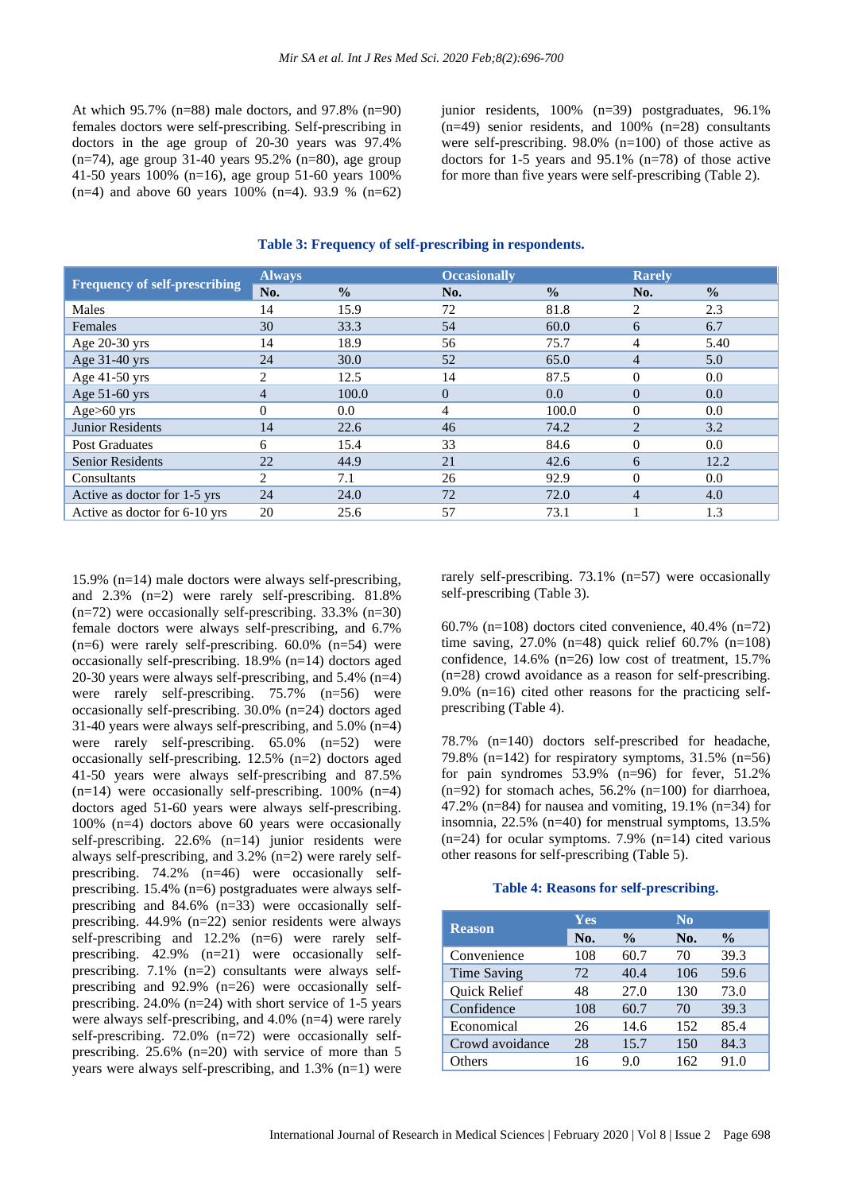At which 95.7% (n=88) male doctors, and 97.8% (n=90) females doctors were self-prescribing. Self-prescribing in doctors in the age group of 20-30 years was 97.4% (n=74), age group 31-40 years 95.2% (n=80), age group 41-50 years 100% (n=16), age group 51-60 years 100% (n=4) and above 60 years 100% (n=4). 93.9 % (n=62) junior residents, 100% (n=39) postgraduates, 96.1% (n=49) senior residents, and 100% (n=28) consultants were self-prescribing. 98.0% (n=100) of those active as doctors for 1-5 years and 95.1% (n=78) of those active for more than five years were self-prescribing (Table 2).

**Table 3: Frequency of self-prescribing in respondents.**

| Frequency of self-prescribing | Always | | Occasionally | | Rarely | |
|---|---|---|---|---|---|---|
| | No. | % | No. | % | No. | % |
| Males | 14 | 15.9 | 72 | 81.8 | 2 | 2.3 |
| Females | 30 | 33.3 | 54 | 60.0 | 6 | 6.7 |
| Age 20-30 yrs | 14 | 18.9 | 56 | 75.7 | 4 | 5.40 |
| Age 31-40 yrs | 24 | 30.0 | 52 | 65.0 | 4 | 5.0 |
| Age 41-50 yrs | 2 | 12.5 | 14 | 87.5 | 0 | 0.0 |
| Age 51-60 yrs | 4 | 100.0 | 0 | 0.0 | 0 | 0.0 |
| Age>60 yrs | 0 | 0.0 | 4 | 100.0 | 0 | 0.0 |
| Junior Residents | 14 | 22.6 | 46 | 74.2 | 2 | 3.2 |
| Post Graduates | 6 | 15.4 | 33 | 84.6 | 0 | 0.0 |
| Senior Residents | 22 | 44.9 | 21 | 42.6 | 6 | 12.2 |
| Consultants | 2 | 7.1 | 26 | 92.9 | 0 | 0.0 |
| Active as doctor for 1-5 yrs | 24 | 24.0 | 72 | 72.0 | 4 | 4.0 |
| Active as doctor for 6-10 yrs | 20 | 25.6 | 57 | 73.1 | 1 | 1.3 |

15.9% (n=14) male doctors were always self-prescribing, and 2.3% (n=2) were rarely self-prescribing. 81.8% (n=72) were occasionally self-prescribing. 33.3% (n=30) female doctors were always self-prescribing, and 6.7% (n=6) were rarely self-prescribing. 60.0% (n=54) were occasionally self-prescribing. 18.9% (n=14) doctors aged 20-30 years were always self-prescribing, and 5.4% (n=4) were rarely self-prescribing. 75.7% (n=56) were occasionally self-prescribing. 30.0% (n=24) doctors aged 31-40 years were always self-prescribing, and 5.0% (n=4) were rarely self-prescribing. 65.0% (n=52) were occasionally self-prescribing. 12.5% (n=2) doctors aged 41-50 years were always self-prescribing and 87.5% (n=14) were occasionally self-prescribing. 100% (n=4) doctors aged 51-60 years were always self-prescribing. 100% (n=4) doctors above 60 years were occasionally self-prescribing. 22.6% (n=14) junior residents were always self-prescribing, and 3.2% (n=2) were rarely self-prescribing. 74.2% (n=46) were occasionally self-prescribing. 15.4% (n=6) postgraduates were always self-prescribing and 84.6% (n=33) were occasionally self-prescribing. 44.9% (n=22) senior residents were always self-prescribing and 12.2% (n=6) were rarely self-prescribing. 42.9% (n=21) were occasionally self-prescribing. 7.1% (n=2) consultants were always self-prescribing and 92.9% (n=26) were occasionally self-prescribing. 24.0% (n=24) with short service of 1-5 years were always self-prescribing, and 4.0% (n=4) were rarely self-prescribing. 72.0% (n=72) were occasionally self-prescribing. 25.6% (n=20) with service of more than 5 years were always self-prescribing, and 1.3% (n=1) were rarely self-prescribing. 73.1% (n=57) were occasionally self-prescribing (Table 3).

60.7% (n=108) doctors cited convenience, 40.4% (n=72) time saving, 27.0% (n=48) quick relief 60.7% (n=108) confidence, 14.6% (n=26) low cost of treatment, 15.7% (n=28) crowd avoidance as a reason for self-prescribing. 9.0% (n=16) cited other reasons for the practicing self-prescribing (Table 4).

78.7% (n=140) doctors self-prescribed for headache, 79.8% (n=142) for respiratory symptoms, 31.5% (n=56) for pain syndromes 53.9% (n=96) for fever, 51.2% (n=92) for stomach aches, 56.2% (n=100) for diarrhoea, 47.2% (n=84) for nausea and vomiting, 19.1% (n=34) for insomnia, 22.5% (n=40) for menstrual symptoms, 13.5% (n=24) for ocular symptoms. 7.9% (n=14) cited various other reasons for self-prescribing (Table 5).

**Table 4: Reasons for self-prescribing.**

| Reason | Yes | | No | |
|---|---|---|---|---|
| | No. | % | No. | % |
| Convenience | 108 | 60.7 | 70 | 39.3 |
| Time Saving | 72 | 40.4 | 106 | 59.6 |
| Quick Relief | 48 | 27.0 | 130 | 73.0 |
| Confidence | 108 | 60.7 | 70 | 39.3 |
| Economical | 26 | 14.6 | 152 | 85.4 |
| Crowd avoidance | 28 | 15.7 | 150 | 84.3 |
| Others | 16 | 9.0 | 162 | 91.0 |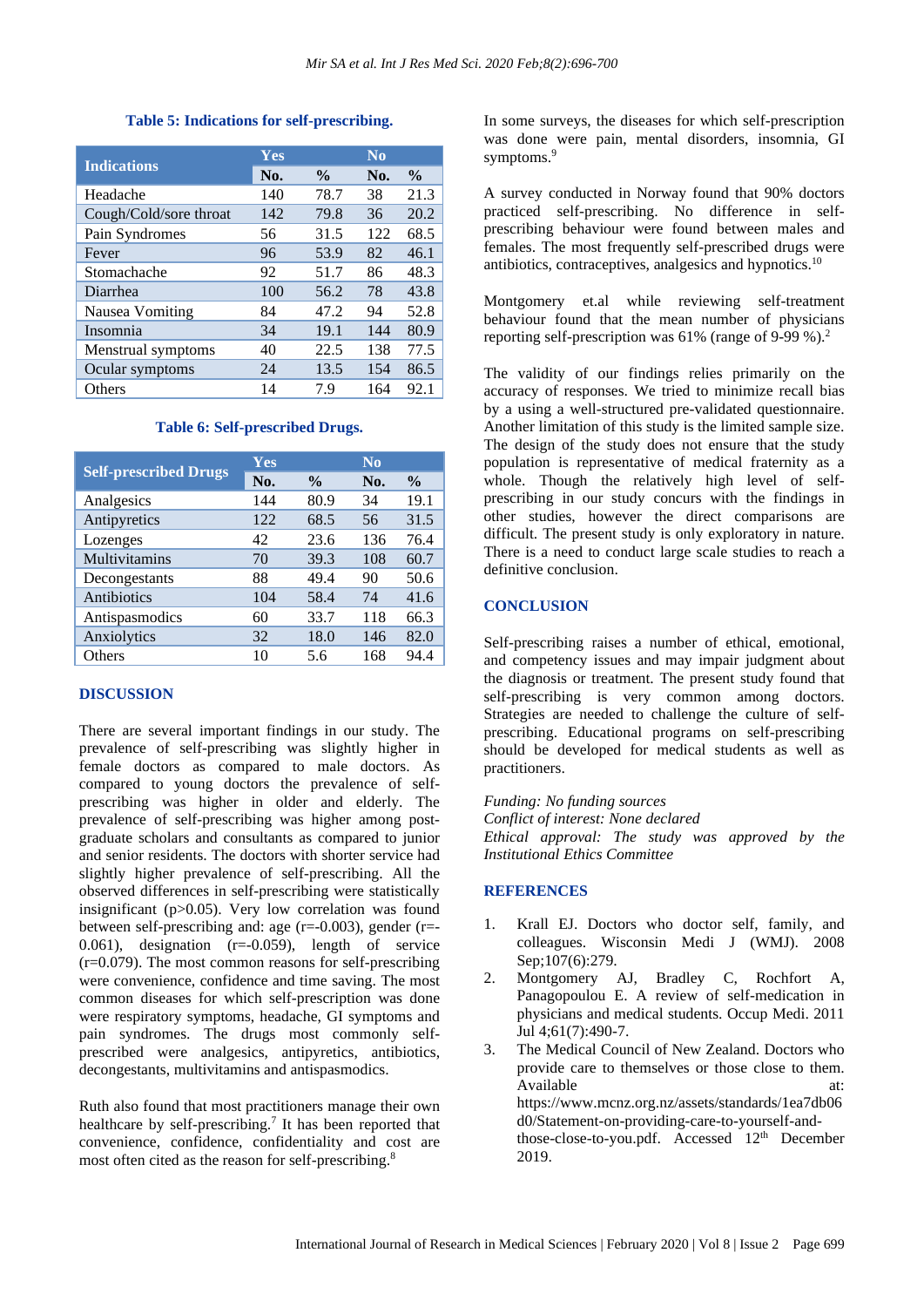**Table 5: Indications for self-prescribing.**

| Indications | Yes | | No | |
|---|---|---|---|---|
| | No. | % | No. | % |
| Headache | 140 | 78.7 | 38 | 21.3 |
| Cough/Cold/sore throat | 142 | 79.8 | 36 | 20.2 |
| Pain Syndromes | 56 | 31.5 | 122 | 68.5 |
| Fever | 96 | 53.9 | 82 | 46.1 |
| Stomachache | 92 | 51.7 | 86 | 48.3 |
| Diarrhea | 100 | 56.2 | 78 | 43.8 |
| Nausea Vomiting | 84 | 47.2 | 94 | 52.8 |
| Insomnia | 34 | 19.1 | 144 | 80.9 |
| Menstrual symptoms | 40 | 22.5 | 138 | 77.5 |
| Ocular symptoms | 24 | 13.5 | 154 | 86.5 |
| Others | 14 | 7.9 | 164 | 92.1 |

**Table 6: Self-prescribed Drugs.**

| Self-prescribed Drugs | Yes | | No | |
|---|---|---|---|---|
| | No. | % | No. | % |
| Analgesics | 144 | 80.9 | 34 | 19.1 |
| Antipyretics | 122 | 68.5 | 56 | 31.5 |
| Lozenges | 42 | 23.6 | 136 | 76.4 |
| Multivitamins | 70 | 39.3 | 108 | 60.7 |
| Decongestants | 88 | 49.4 | 90 | 50.6 |
| Antibiotics | 104 | 58.4 | 74 | 41.6 |
| Antispasmodics | 60 | 33.7 | 118 | 66.3 |
| Anxiolytics | 32 | 18.0 | 146 | 82.0 |
| Others | 10 | 5.6 | 168 | 94.4 |

## DISCUSSION

There are several important findings in our study. The prevalence of self-prescribing was slightly higher in female doctors as compared to male doctors. As compared to young doctors the prevalence of self-prescribing was higher in older and elderly. The prevalence of self-prescribing was higher among post-graduate scholars and consultants as compared to junior and senior residents. The doctors with shorter service had slightly higher prevalence of self-prescribing. All the observed differences in self-prescribing were statistically insignificant ($p>0.05$). Very low correlation was found between self-prescribing and: age ($r=-0.003$), gender ($r=-0.061$), designation ($r=-0.059$), length of service ($r=0.079$). The most common reasons for self-prescribing were convenience, confidence and time saving. The most common diseases for which self-prescription was done were respiratory symptoms, headache, GI symptoms and pain syndromes. The drugs most commonly self-prescribed were analgesics, antipyretics, antibiotics, decongestants, multivitamins and antispasmodics.

Ruth also found that most practitioners manage their own healthcare by self-prescribing.[7] It has been reported that convenience, confidence, confidentiality and cost are most often cited as the reason for self-prescribing.[8]

In some surveys, the diseases for which self-prescription was done were pain, mental disorders, insomnia, GI symptoms.[9]

A survey conducted in Norway found that 90% doctors practiced self-prescribing. No difference in self-prescribing behaviour were found between males and females. The most frequently self-prescribed drugs were antibiotics, contraceptives, analgesics and hypnotics.[10]

Montgomery et.al while reviewing self-treatment behaviour found that the mean number of physicians reporting self-prescription was 61% (range of 9-99 %).[2]

The validity of our findings relies primarily on the accuracy of responses. We tried to minimize recall bias by a using a well-structured pre-validated questionnaire. Another limitation of this study is the limited sample size. The design of the study does not ensure that the study population is representative of medical fraternity as a whole. Though the relatively high level of self-prescribing in our study concurs with the findings in other studies, however the direct comparisons are difficult. The present study is only exploratory in nature. There is a need to conduct large scale studies to reach a definitive conclusion.

## CONCLUSION

Self-prescribing raises a number of ethical, emotional, and competency issues and may impair judgment about the diagnosis or treatment. The present study found that self-prescribing is very common among doctors. Strategies are needed to challenge the culture of self-prescribing. Educational programs on self-prescribing should be developed for medical students as well as practitioners.

*Funding: No funding sources*
*Conflict of interest: None declared*
*Ethical approval: The study was approved by the Institutional Ethics Committee*

## REFERENCES

1. Krall EJ. Doctors who doctor self, family, and colleagues. Wisconsin Medi J (WMJ). 2008 Sep;107(6):279.
2. Montgomery AJ, Bradley C, Rochfort A, Panagopoulou E. A review of self-medication in physicians and medical students. Occup Medi. 2011 Jul 4;61(7):490-7.
3. The Medical Council of New Zealand. Doctors who provide care to themselves or those close to them. Available at: https://www.mcnz.org.nz/assets/standards/1ea7db06d0/Statement-on-providing-care-to-yourself-and-those-close-to-you.pdf. Accessed 12th December 2019.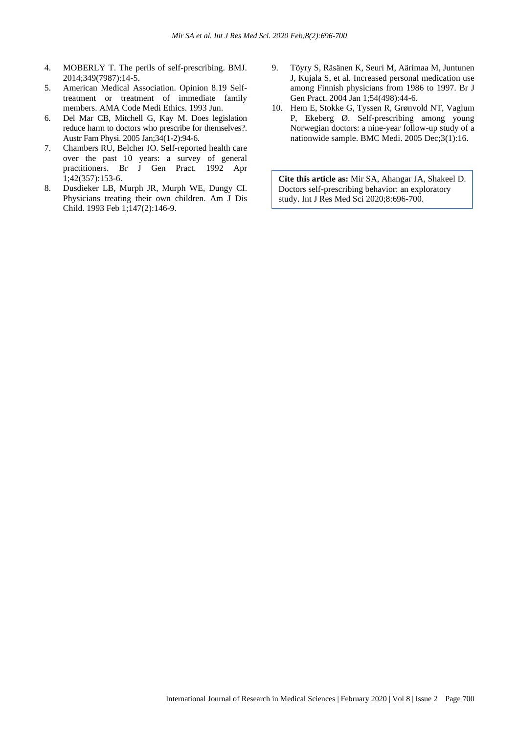4. MOBERLY T. The perils of self-prescribing. BMJ. 2014;349(7987):14-5.
5. American Medical Association. Opinion 8.19 Self-treatment or treatment of immediate family members. AMA Code Medi Ethics. 1993 Jun.
6. Del Mar CB, Mitchell G, Kay M. Does legislation reduce harm to doctors who prescribe for themselves?. Austr Fam Physi. 2005 Jan;34(1-2):94-6.
7. Chambers RU, Belcher JO. Self-reported health care over the past 10 years: a survey of general practitioners. Br J Gen Pract. 1992 Apr 1;42(357):153-6.
8. Dusdieker LB, Murph JR, Murph WE, Dungy CI. Physicians treating their own children. Am J Dis Child. 1993 Feb 1;147(2):146-9.
9. Töyry S, Räsänen K, Seuri M, Aärimaa M, Juntunen J, Kujala S, et al. Increased personal medication use among Finnish physicians from 1986 to 1997. Br J Gen Pract. 2004 Jan 1;54(498):44-6.
10. Hem E, Stokke G, Tyssen R, Grønvold NT, Vaglum P, Ekeberg Ø. Self-prescribing among young Norwegian doctors: a nine-year follow-up study of a nationwide sample. BMC Medi. 2005 Dec;3(1):16.

**Cite this article as:** Mir SA, Ahangar JA, Shakeel D. Doctors self-prescribing behavior: an exploratory study. Int J Res Med Sci 2020;8:696-700.